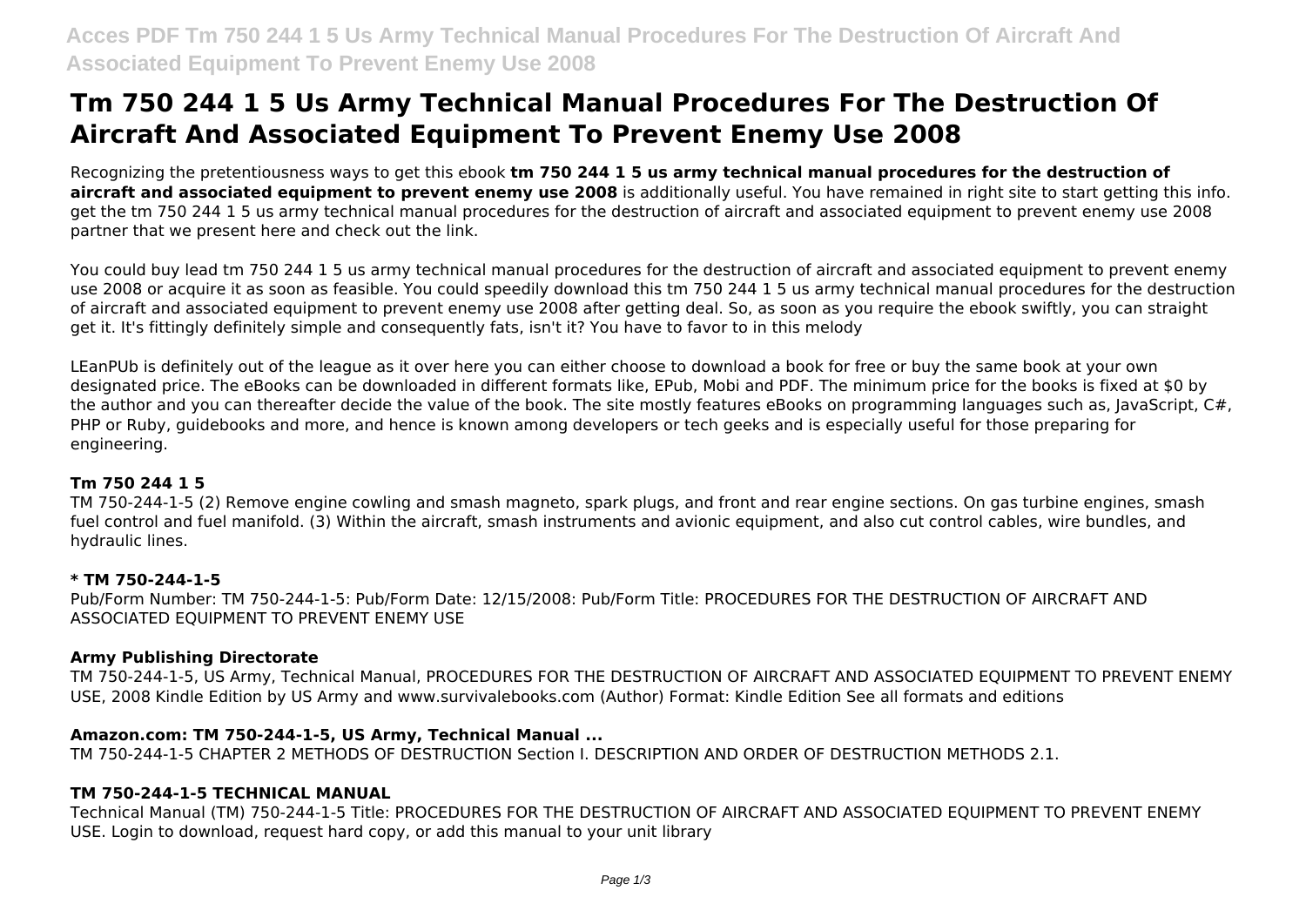# Tm 750 244 1 5 Us Army Technical Manual Procedures For The Destruction Of Aircraft And Associated Equipment To Prevent Enemy Use 2008

Recognizing the pretentiousness ways to get this ebook **tm 750 244 1 5 us army technical manual procedures for the destruction of aircraft and associated equipment to prevent enemy use 2008** is additionally useful. You have remained in right site to start getting this info. get the tm 750 244 1 5 us army technical manual procedures for the destruction of aircraft and associated equipment to prevent enemy use 2008 partner that we present here and check out the link.

You could buy lead tm 750 244 1 5 us army technical manual procedures for the destruction of aircraft and associated equipment to prevent enemy use 2008 or acquire it as soon as feasible. You could speedily download this tm 750 244 1 5 us army technical manual procedures for the destruction of aircraft and associated equipment to prevent enemy use 2008 after getting deal. So, as soon as you require the ebook swiftly, you can straight get it. It's fittingly definitely simple and consequently fats, isn't it? You have to favor to in this melody

LEanPUb is definitely out of the league as it over here you can either choose to download a book for free or buy the same book at your own designated price. The eBooks can be downloaded in different formats like, EPub, Mobi and PDF. The minimum price for the books is fixed at $0 by the author and you can thereafter decide the value of the book. The site mostly features eBooks on programming languages such as, JavaScript, C#, PHP or Ruby, guidebooks and more, and hence is known among developers or tech geeks and is especially useful for those preparing for engineering.

### Tm 750 244 1 5

TM 750-244-1-5 (2) Remove engine cowling and smash magneto, spark plugs, and front and rear engine sections. On gas turbine engines, smash fuel control and fuel manifold. (3) Within the aircraft, smash instruments and avionic equipment, and also cut control cables, wire bundles, and hydraulic lines.

### * TM 750-244-1-5

Pub/Form Number: TM 750-244-1-5: Pub/Form Date: 12/15/2008: Pub/Form Title: PROCEDURES FOR THE DESTRUCTION OF AIRCRAFT AND ASSOCIATED EQUIPMENT TO PREVENT ENEMY USE

### Army Publishing Directorate

TM 750-244-1-5, US Army, Technical Manual, PROCEDURES FOR THE DESTRUCTION OF AIRCRAFT AND ASSOCIATED EQUIPMENT TO PREVENT ENEMY USE, 2008 Kindle Edition by US Army and www.survivalebooks.com (Author) Format: Kindle Edition See all formats and editions

### Amazon.com: TM 750-244-1-5, US Army, Technical Manual ...

TM 750-244-1-5 CHAPTER 2 METHODS OF DESTRUCTION Section I. DESCRIPTION AND ORDER OF DESTRUCTION METHODS 2.1.

### TM 750-244-1-5 TECHNICAL MANUAL

Technical Manual (TM) 750-244-1-5 Title: PROCEDURES FOR THE DESTRUCTION OF AIRCRAFT AND ASSOCIATED EQUIPMENT TO PREVENT ENEMY USE. Login to download, request hard copy, or add this manual to your unit library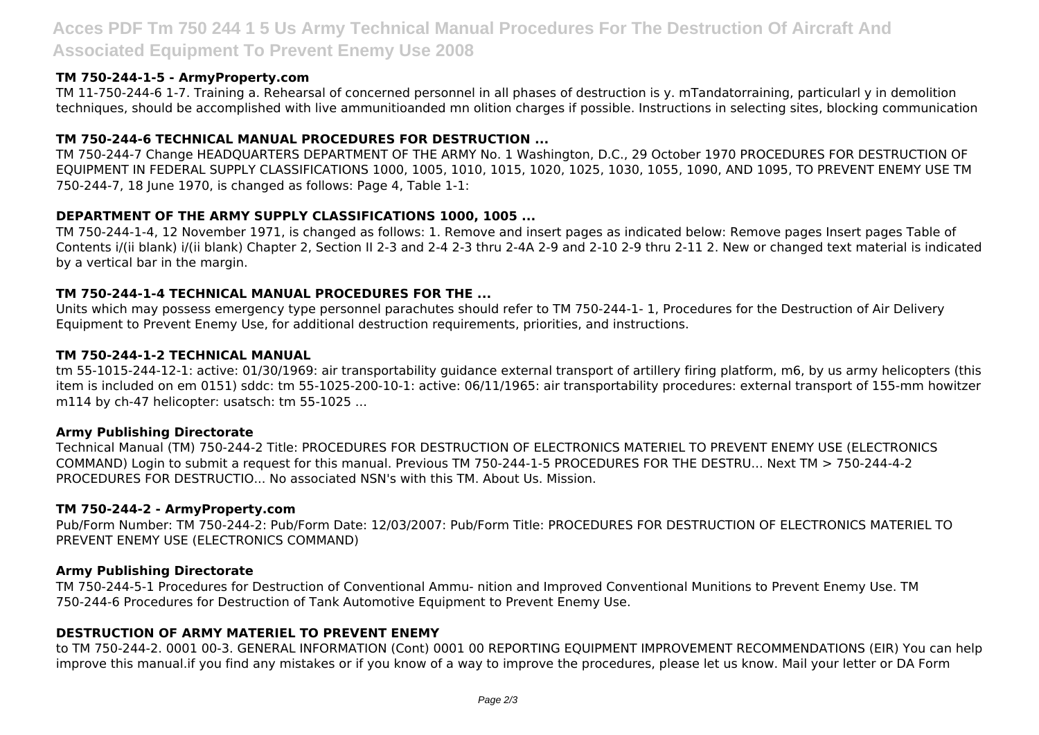#### TM 750-244-1-5 - ArmyProperty.com

TM 11-750-244-6 1-7. Training a. Rehearsal of concerned personnel in all phases of destruction is y. mTandatorraining, particularl y in demolition techniques, should be accomplished with live ammunitioanded mn olition charges if possible. Instructions in selecting sites, blocking communication

#### TM 750-244-6 TECHNICAL MANUAL PROCEDURES FOR DESTRUCTION ...

TM 750-244-7 Change HEADQUARTERS DEPARTMENT OF THE ARMY No. 1 Washington, D.C., 29 October 1970 PROCEDURES FOR DESTRUCTION OF EQUIPMENT IN FEDERAL SUPPLY CLASSIFICATIONS 1000, 1005, 1010, 1015, 1020, 1025, 1030, 1055, 1090, AND 1095, TO PREVENT ENEMY USE TM 750-244-7, 18 June 1970, is changed as follows: Page 4, Table 1-1:

#### DEPARTMENT OF THE ARMY SUPPLY CLASSIFICATIONS 1000, 1005 ...

TM 750-244-1-4, 12 November 1971, is changed as follows: 1. Remove and insert pages as indicated below: Remove pages Insert pages Table of Contents i/(ii blank) i/(ii blank) Chapter 2, Section II 2-3 and 2-4 2-3 thru 2-4A 2-9 and 2-10 2-9 thru 2-11 2. New or changed text material is indicated by a vertical bar in the margin.

#### TM 750-244-1-4 TECHNICAL MANUAL PROCEDURES FOR THE ...

Units which may possess emergency type personnel parachutes should refer to TM 750-244-1- 1, Procedures for the Destruction of Air Delivery Equipment to Prevent Enemy Use, for additional destruction requirements, priorities, and instructions.

#### TM 750-244-1-2 TECHNICAL MANUAL

tm 55-1015-244-12-1: active: 01/30/1969: air transportability guidance external transport of artillery firing platform, m6, by us army helicopters (this item is included on em 0151) sddc: tm 55-1025-200-10-1: active: 06/11/1965: air transportability procedures: external transport of 155-mm howitzer m114 by ch-47 helicopter: usatsch: tm 55-1025 ...

#### Army Publishing Directorate

Technical Manual (TM) 750-244-2 Title: PROCEDURES FOR DESTRUCTION OF ELECTRONICS MATERIEL TO PREVENT ENEMY USE (ELECTRONICS COMMAND) Login to submit a request for this manual. Previous TM 750-244-1-5 PROCEDURES FOR THE DESTRU... Next TM > 750-244-4-2 PROCEDURES FOR DESTRUCTIO... No associated NSN's with this TM. About Us. Mission.

#### TM 750-244-2 - ArmyProperty.com

Pub/Form Number: TM 750-244-2: Pub/Form Date: 12/03/2007: Pub/Form Title: PROCEDURES FOR DESTRUCTION OF ELECTRONICS MATERIEL TO PREVENT ENEMY USE (ELECTRONICS COMMAND)

#### Army Publishing Directorate

TM 750-244-5-1 Procedures for Destruction of Conventional Ammu- nition and Improved Conventional Munitions to Prevent Enemy Use. TM 750-244-6 Procedures for Destruction of Tank Automotive Equipment to Prevent Enemy Use.

#### DESTRUCTION OF ARMY MATERIEL TO PREVENT ENEMY

to TM 750-244-2. 0001 00-3. GENERAL INFORMATION (Cont) 0001 00 REPORTING EQUIPMENT IMPROVEMENT RECOMMENDATIONS (EIR) You can help improve this manual.if you find any mistakes or if you know of a way to improve the procedures, please let us know. Mail your letter or DA Form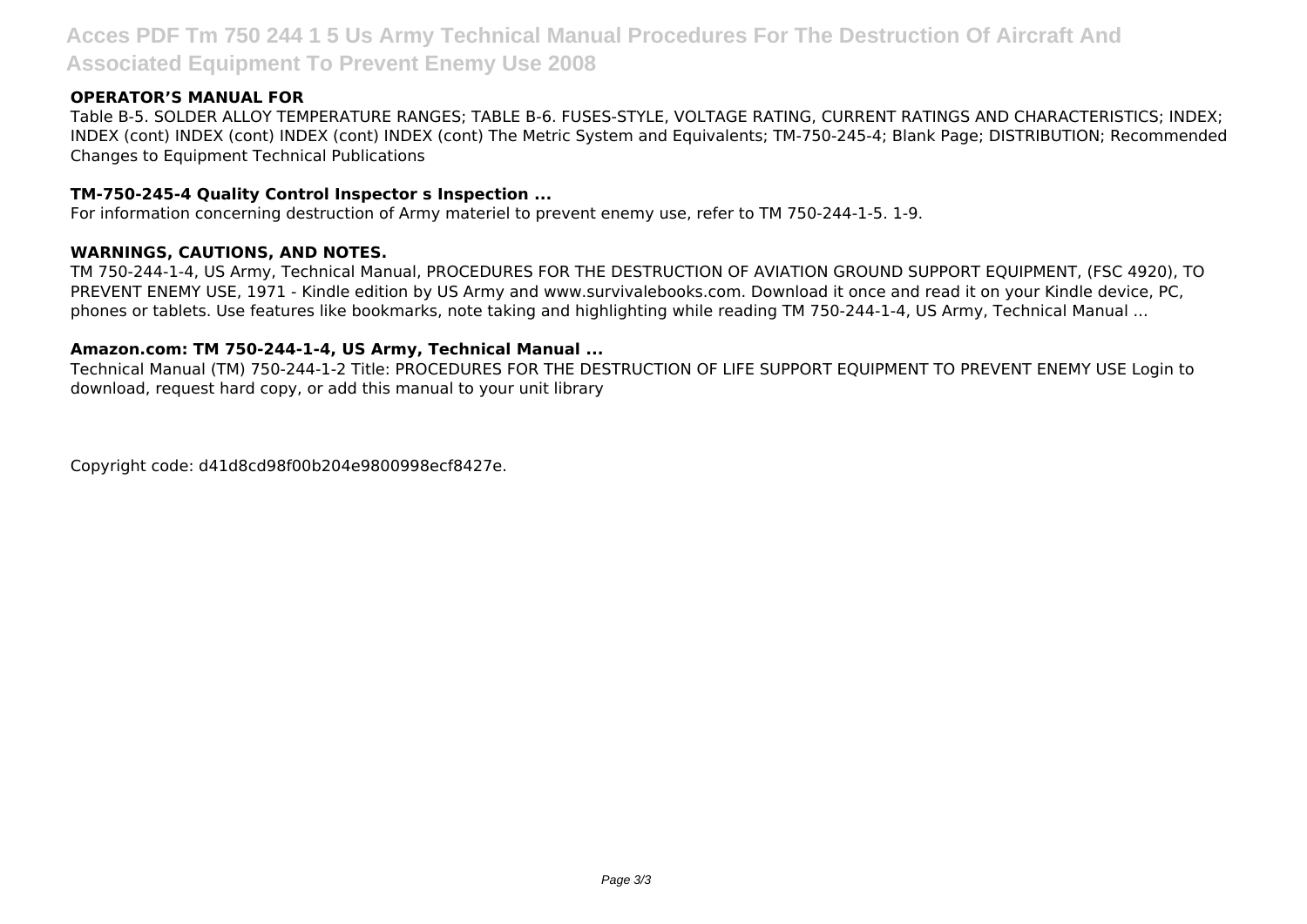**OPERATOR'S MANUAL FOR**

Table B-5. SOLDER ALLOY TEMPERATURE RANGES; TABLE B-6. FUSES-STYLE, VOLTAGE RATING, CURRENT RATINGS AND CHARACTERISTICS; INDEX; INDEX (cont) INDEX (cont) INDEX (cont) INDEX (cont) The Metric System and Equivalents; TM-750-245-4; Blank Page; DISTRIBUTION; Recommended Changes to Equipment Technical Publications

**TM-750-245-4 Quality Control Inspector s Inspection ...**

For information concerning destruction of Army materiel to prevent enemy use, refer to TM 750-244-1-5. 1-9.

**WARNINGS, CAUTIONS, AND NOTES.**

TM 750-244-1-4, US Army, Technical Manual, PROCEDURES FOR THE DESTRUCTION OF AVIATION GROUND SUPPORT EQUIPMENT, (FSC 4920), TO PREVENT ENEMY USE, 1971 - Kindle edition by US Army and www.survivalebooks.com. Download it once and read it on your Kindle device, PC, phones or tablets. Use features like bookmarks, note taking and highlighting while reading TM 750-244-1-4, US Army, Technical Manual ...

**Amazon.com: TM 750-244-1-4, US Army, Technical Manual ...**

Technical Manual (TM) 750-244-1-2 Title: PROCEDURES FOR THE DESTRUCTION OF LIFE SUPPORT EQUIPMENT TO PREVENT ENEMY USE Login to download, request hard copy, or add this manual to your unit library

Copyright code: d41d8cd98f00b204e9800998ecf8427e.